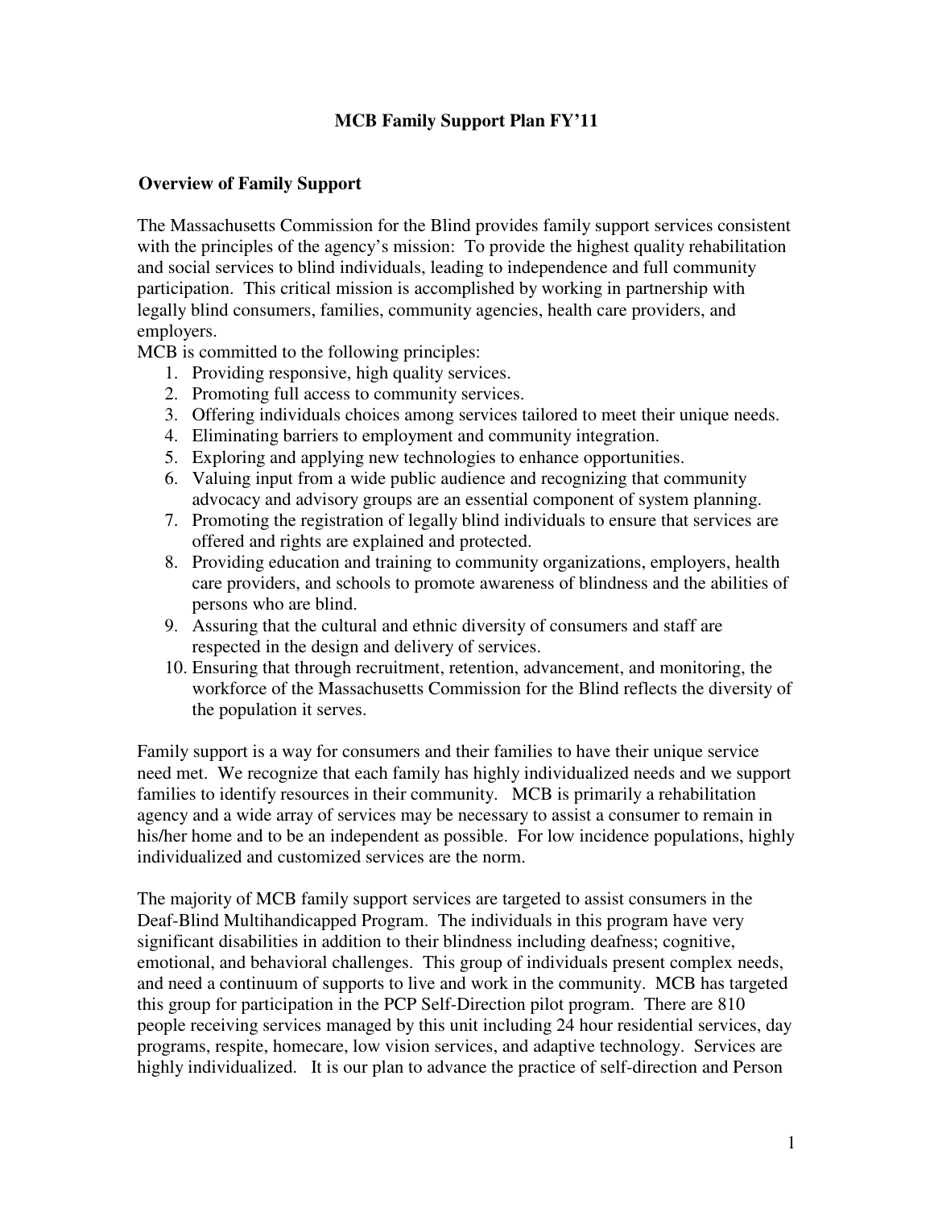# MCB Family Support Plan FY'11

## Overview of Family Support

The Massachusetts Commission for the Blind provides family support services consistent with the principles of the agency's mission: To provide the highest quality rehabilitation and social services to blind individuals, leading to independence and full community participation. This critical mission is accomplished by working in partnership with legally blind consumers, families, community agencies, health care providers, and employers.

MCB is committed to the following principles:

1. Providing responsive, high quality services.
2. Promoting full access to community services.
3. Offering individuals choices among services tailored to meet their unique needs.
4. Eliminating barriers to employment and community integration.
5. Exploring and applying new technologies to enhance opportunities.
6. Valuing input from a wide public audience and recognizing that community advocacy and advisory groups are an essential component of system planning.
7. Promoting the registration of legally blind individuals to ensure that services are offered and rights are explained and protected.
8. Providing education and training to community organizations, employers, health care providers, and schools to promote awareness of blindness and the abilities of persons who are blind.
9. Assuring that the cultural and ethnic diversity of consumers and staff are respected in the design and delivery of services.
10. Ensuring that through recruitment, retention, advancement, and monitoring, the workforce of the Massachusetts Commission for the Blind reflects the diversity of the population it serves.

Family support is a way for consumers and their families to have their unique service need met. We recognize that each family has highly individualized needs and we support families to identify resources in their community. MCB is primarily a rehabilitation agency and a wide array of services may be necessary to assist a consumer to remain in his/her home and to be an independent as possible. For low incidence populations, highly individualized and customized services are the norm.

The majority of MCB family support services are targeted to assist consumers in the Deaf-Blind Multihandicapped Program. The individuals in this program have very significant disabilities in addition to their blindness including deafness; cognitive, emotional, and behavioral challenges. This group of individuals present complex needs, and need a continuum of supports to live and work in the community. MCB has targeted this group for participation in the PCP Self-Direction pilot program. There are 810 people receiving services managed by this unit including 24 hour residential services, day programs, respite, homecare, low vision services, and adaptive technology. Services are highly individualized. It is our plan to advance the practice of self-direction and Person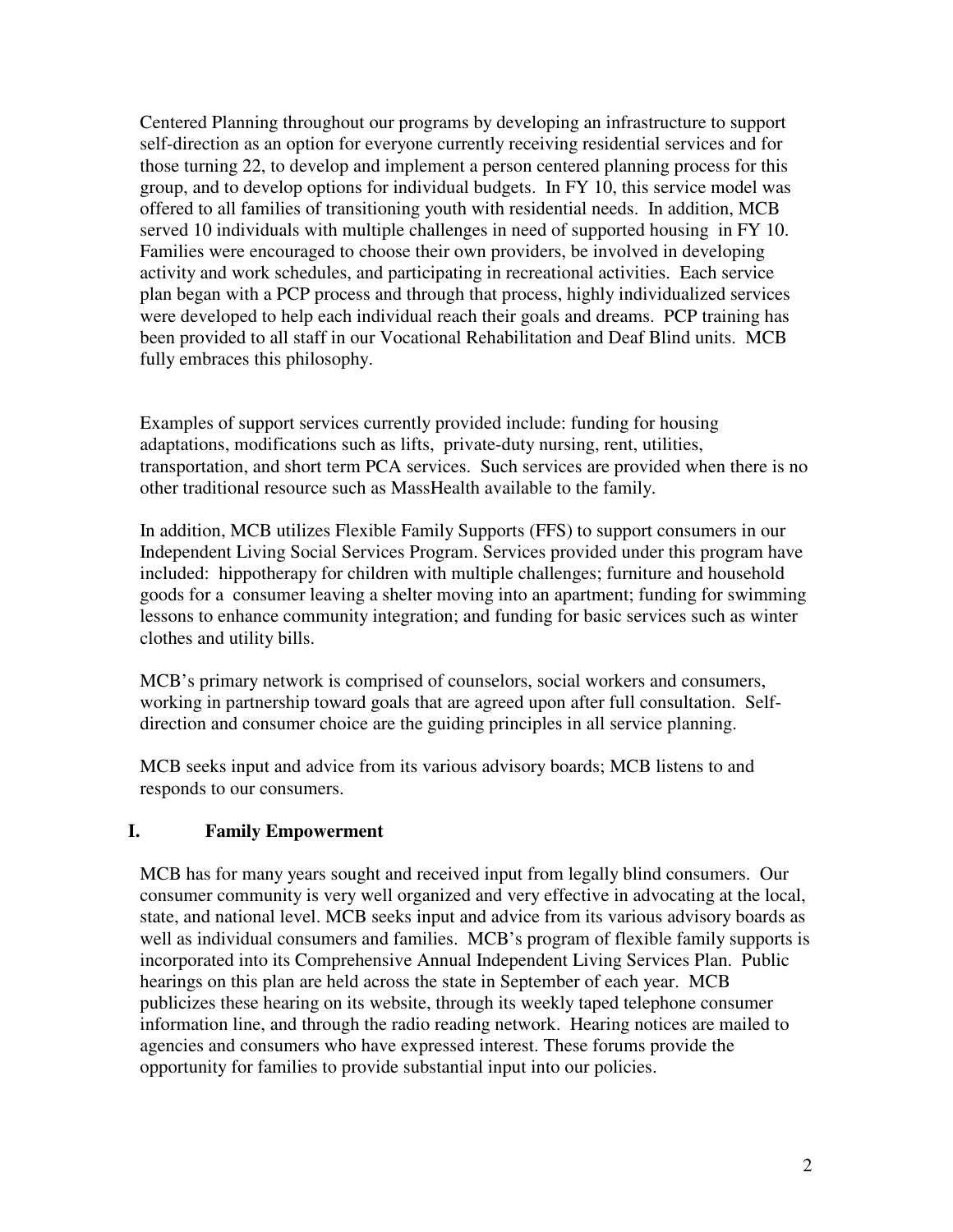Centered Planning throughout our programs by developing an infrastructure to support self-direction as an option for everyone currently receiving residential services and for those turning 22, to develop and implement a person centered planning process for this group, and to develop options for individual budgets. In FY 10, this service model was offered to all families of transitioning youth with residential needs. In addition, MCB served 10 individuals with multiple challenges in need of supported housing in FY 10. Families were encouraged to choose their own providers, be involved in developing activity and work schedules, and participating in recreational activities. Each service plan began with a PCP process and through that process, highly individualized services were developed to help each individual reach their goals and dreams. PCP training has been provided to all staff in our Vocational Rehabilitation and Deaf Blind units. MCB fully embraces this philosophy.

Examples of support services currently provided include: funding for housing adaptations, modifications such as lifts, private-duty nursing, rent, utilities, transportation, and short term PCA services. Such services are provided when there is no other traditional resource such as MassHealth available to the family.

In addition, MCB utilizes Flexible Family Supports (FFS) to support consumers in our Independent Living Social Services Program. Services provided under this program have included: hippotherapy for children with multiple challenges; furniture and household goods for a consumer leaving a shelter moving into an apartment; funding for swimming lessons to enhance community integration; and funding for basic services such as winter clothes and utility bills.

MCB's primary network is comprised of counselors, social workers and consumers, working in partnership toward goals that are agreed upon after full consultation. Self-direction and consumer choice are the guiding principles in all service planning.

MCB seeks input and advice from its various advisory boards; MCB listens to and responds to our consumers.

## I. Family Empowerment

MCB has for many years sought and received input from legally blind consumers. Our consumer community is very well organized and very effective in advocating at the local, state, and national level. MCB seeks input and advice from its various advisory boards as well as individual consumers and families. MCB's program of flexible family supports is incorporated into its Comprehensive Annual Independent Living Services Plan. Public hearings on this plan are held across the state in September of each year. MCB publicizes these hearing on its website, through its weekly taped telephone consumer information line, and through the radio reading network. Hearing notices are mailed to agencies and consumers who have expressed interest. These forums provide the opportunity for families to provide substantial input into our policies.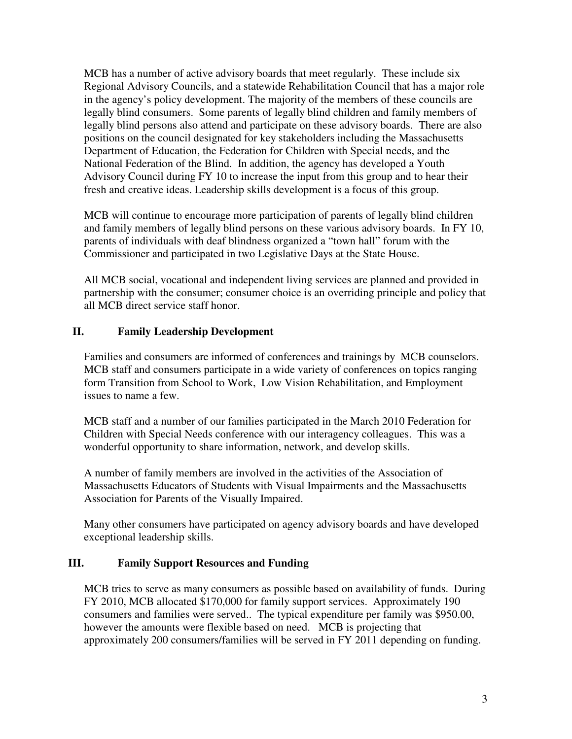MCB has a number of active advisory boards that meet regularly. These include six Regional Advisory Councils, and a statewide Rehabilitation Council that has a major role in the agency's policy development. The majority of the members of these councils are legally blind consumers. Some parents of legally blind children and family members of legally blind persons also attend and participate on these advisory boards. There are also positions on the council designated for key stakeholders including the Massachusetts Department of Education, the Federation for Children with Special needs, and the National Federation of the Blind. In addition, the agency has developed a Youth Advisory Council during FY 10 to increase the input from this group and to hear their fresh and creative ideas. Leadership skills development is a focus of this group.

MCB will continue to encourage more participation of parents of legally blind children and family members of legally blind persons on these various advisory boards. In FY 10, parents of individuals with deaf blindness organized a "town hall" forum with the Commissioner and participated in two Legislative Days at the State House.

All MCB social, vocational and independent living services are planned and provided in partnership with the consumer; consumer choice is an overriding principle and policy that all MCB direct service staff honor.

## II. Family Leadership Development

Families and consumers are informed of conferences and trainings by MCB counselors. MCB staff and consumers participate in a wide variety of conferences on topics ranging form Transition from School to Work, Low Vision Rehabilitation, and Employment issues to name a few.

MCB staff and a number of our families participated in the March 2010 Federation for Children with Special Needs conference with our interagency colleagues. This was a wonderful opportunity to share information, network, and develop skills.

A number of family members are involved in the activities of the Association of Massachusetts Educators of Students with Visual Impairments and the Massachusetts Association for Parents of the Visually Impaired.

Many other consumers have participated on agency advisory boards and have developed exceptional leadership skills.

## III. Family Support Resources and Funding

MCB tries to serve as many consumers as possible based on availability of funds. During FY 2010, MCB allocated $170,000 for family support services. Approximately 190 consumers and families were served.. The typical expenditure per family was $950.00, however the amounts were flexible based on need. MCB is projecting that approximately 200 consumers/families will be served in FY 2011 depending on funding.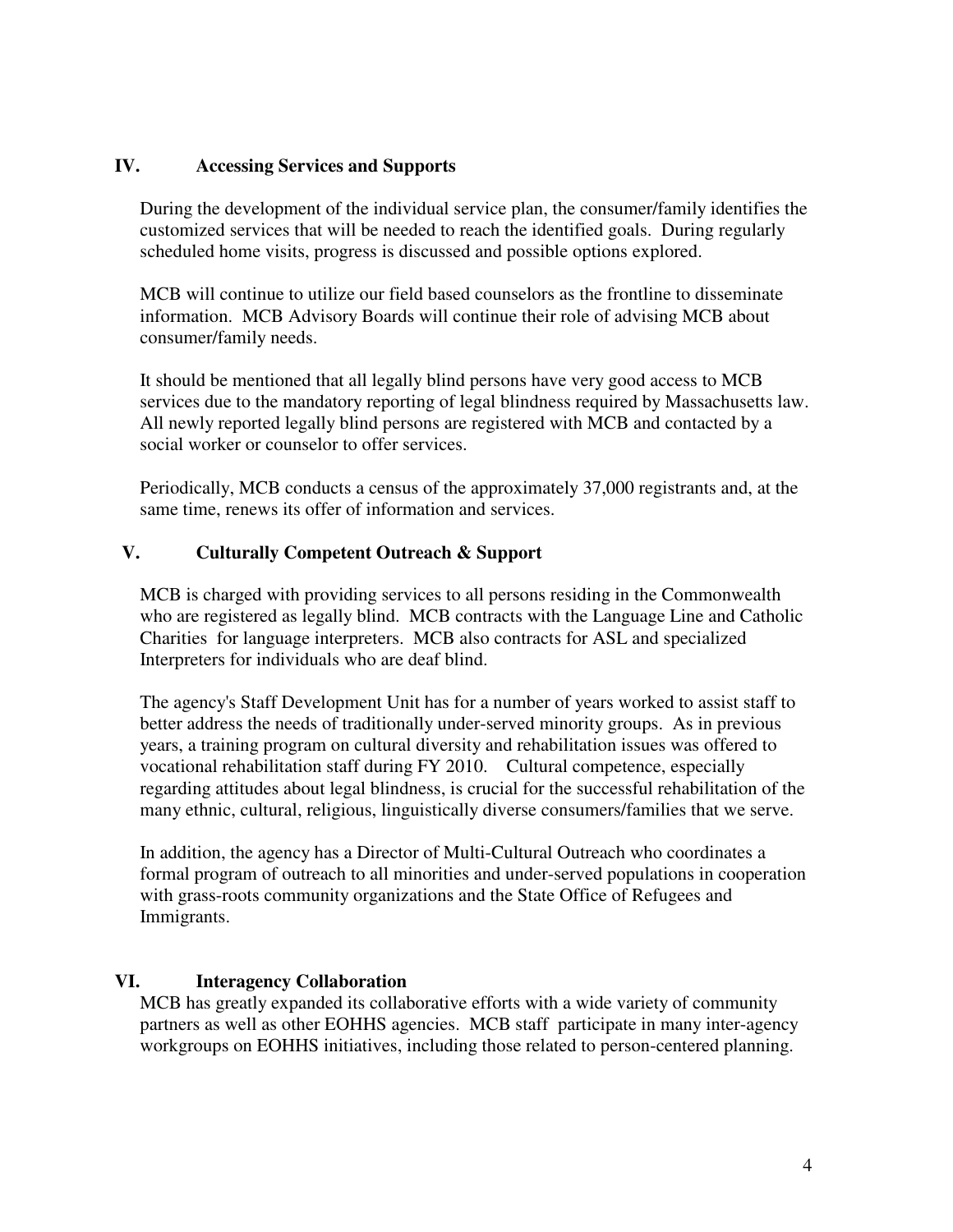## IV. Accessing Services and Supports

During the development of the individual service plan, the consumer/family identifies the customized services that will be needed to reach the identified goals. During regularly scheduled home visits, progress is discussed and possible options explored.

MCB will continue to utilize our field based counselors as the frontline to disseminate information. MCB Advisory Boards will continue their role of advising MCB about consumer/family needs.

It should be mentioned that all legally blind persons have very good access to MCB services due to the mandatory reporting of legal blindness required by Massachusetts law. All newly reported legally blind persons are registered with MCB and contacted by a social worker or counselor to offer services.

Periodically, MCB conducts a census of the approximately 37,000 registrants and, at the same time, renews its offer of information and services.

## V. Culturally Competent Outreach & Support

MCB is charged with providing services to all persons residing in the Commonwealth who are registered as legally blind. MCB contracts with the Language Line and Catholic Charities for language interpreters. MCB also contracts for ASL and specialized Interpreters for individuals who are deaf blind.

The agency's Staff Development Unit has for a number of years worked to assist staff to better address the needs of traditionally under-served minority groups. As in previous years, a training program on cultural diversity and rehabilitation issues was offered to vocational rehabilitation staff during FY 2010. Cultural competence, especially regarding attitudes about legal blindness, is crucial for the successful rehabilitation of the many ethnic, cultural, religious, linguistically diverse consumers/families that we serve.

In addition, the agency has a Director of Multi-Cultural Outreach who coordinates a formal program of outreach to all minorities and under-served populations in cooperation with grass-roots community organizations and the State Office of Refugees and Immigrants.

## VI. Interagency Collaboration

MCB has greatly expanded its collaborative efforts with a wide variety of community partners as well as other EOHHS agencies. MCB staff participate in many inter-agency workgroups on EOHHS initiatives, including those related to person-centered planning.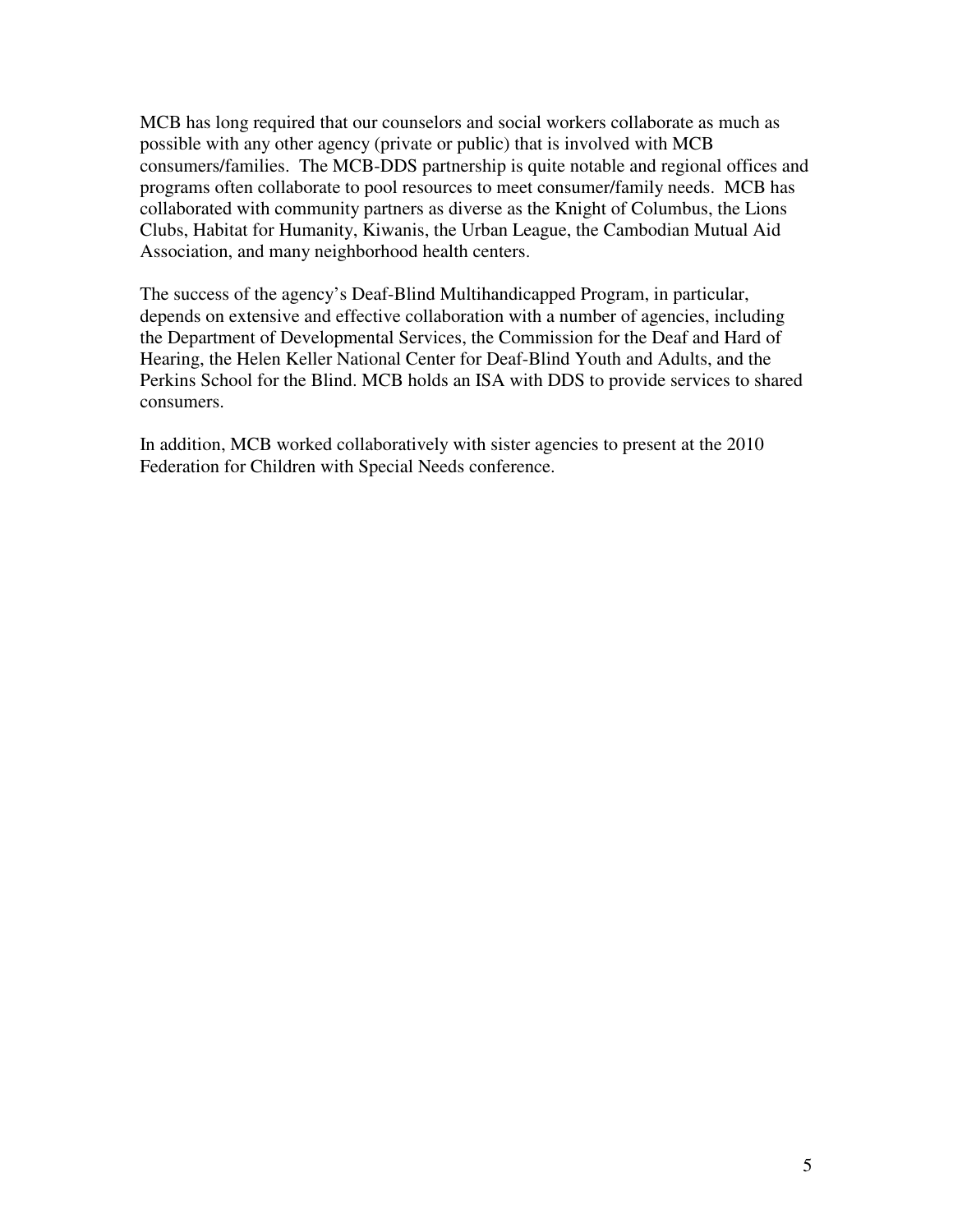MCB has long required that our counselors and social workers collaborate as much as possible with any other agency (private or public) that is involved with MCB consumers/families. The MCB-DDS partnership is quite notable and regional offices and programs often collaborate to pool resources to meet consumer/family needs. MCB has collaborated with community partners as diverse as the Knight of Columbus, the Lions Clubs, Habitat for Humanity, Kiwanis, the Urban League, the Cambodian Mutual Aid Association, and many neighborhood health centers.

The success of the agency's Deaf-Blind Multihandicapped Program, in particular, depends on extensive and effective collaboration with a number of agencies, including the Department of Developmental Services, the Commission for the Deaf and Hard of Hearing, the Helen Keller National Center for Deaf-Blind Youth and Adults, and the Perkins School for the Blind. MCB holds an ISA with DDS to provide services to shared consumers.

In addition, MCB worked collaboratively with sister agencies to present at the 2010 Federation for Children with Special Needs conference.